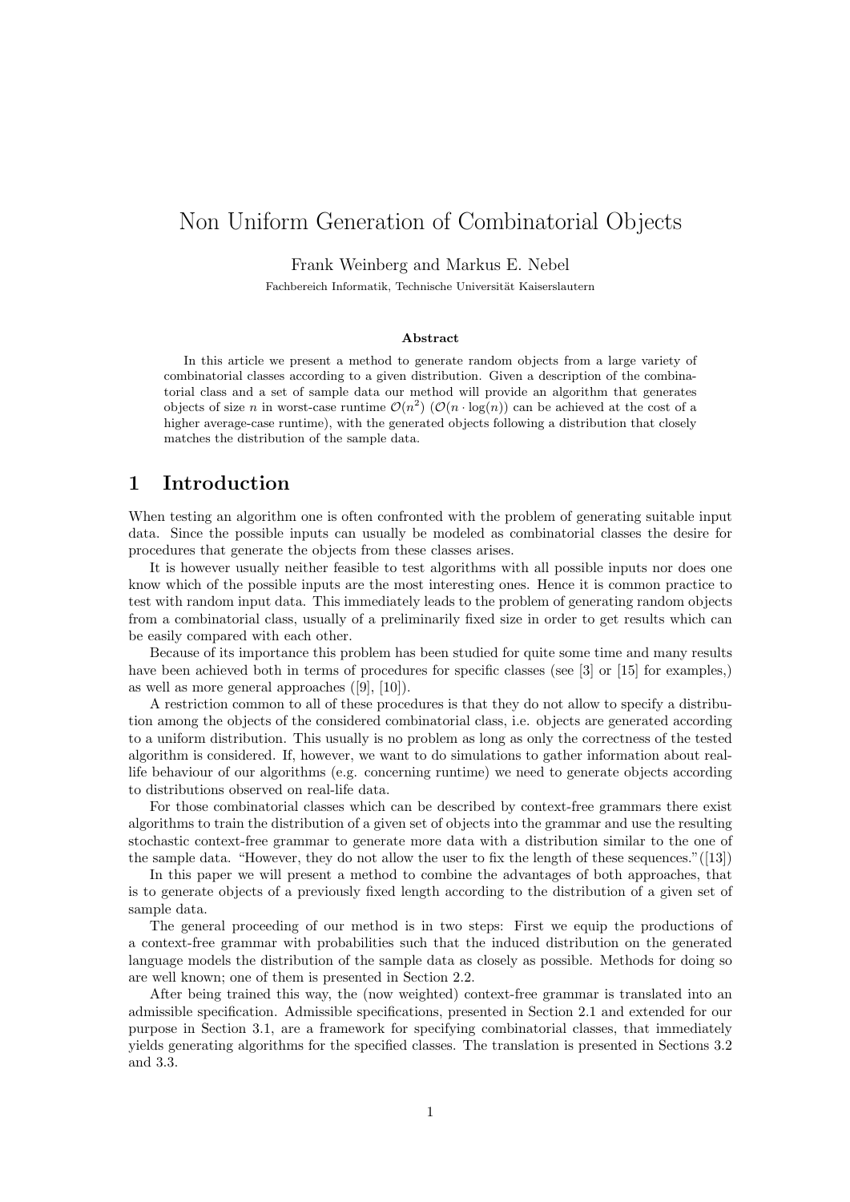# Non Uniform Generation of Combinatorial Objects

Frank Weinberg and Markus E. Nebel

Fachbereich Informatik, Technische Universität Kaiserslautern

### Abstract

In this article we present a method to generate random objects from a large variety of combinatorial classes according to a given distribution. Given a description of the combinatorial class and a set of sample data our method will provide an algorithm that generates objects of size $n$ in worst-case runtime $\mathcal{O}(n^2)$ ($\mathcal{O}(n \cdot \log(n))$ can be achieved at the cost of a higher average-case runtime), with the generated objects following a distribution that closely matches the distribution of the sample data.

## 1 Introduction

When testing an algorithm one is often confronted with the problem of generating suitable input data. Since the possible inputs can usually be modeled as combinatorial classes the desire for procedures that generate the objects from these classes arises.

It is however usually neither feasible to test algorithms with all possible inputs nor does one know which of the possible inputs are the most interesting ones. Hence it is common practice to test with random input data. This immediately leads to the problem of generating random objects from a combinatorial class, usually of a preliminarily fixed size in order to get results which can be easily compared with each other.

Because of its importance this problem has been studied for quite some time and many results have been achieved both in terms of procedures for specific classes (see [3] or [15] for examples,) as well as more general approaches ([9], [10]).

A restriction common to all of these procedures is that they do not allow to specify a distribution among the objects of the considered combinatorial class, i.e. objects are generated according to a uniform distribution. This usually is no problem as long as only the correctness of the tested algorithm is considered. If, however, we want to do simulations to gather information about real-life behaviour of our algorithms (e.g. concerning runtime) we need to generate objects according to distributions observed on real-life data.

For those combinatorial classes which can be described by context-free grammars there exist algorithms to train the distribution of a given set of objects into the grammar and use the resulting stochastic context-free grammar to generate more data with a distribution similar to the one of the sample data. "However, they do not allow the user to fix the length of these sequences."([13])

In this paper we will present a method to combine the advantages of both approaches, that is to generate objects of a previously fixed length according to the distribution of a given set of sample data.

The general proceeding of our method is in two steps: First we equip the productions of a context-free grammar with probabilities such that the induced distribution on the generated language models the distribution of the sample data as closely as possible. Methods for doing so are well known; one of them is presented in Section 2.2.

After being trained this way, the (now weighted) context-free grammar is translated into an admissible specification. Admissible specifications, presented in Section 2.1 and extended for our purpose in Section 3.1, are a framework for specifying combinatorial classes, that immediately yields generating algorithms for the specified classes. The translation is presented in Sections 3.2 and 3.3.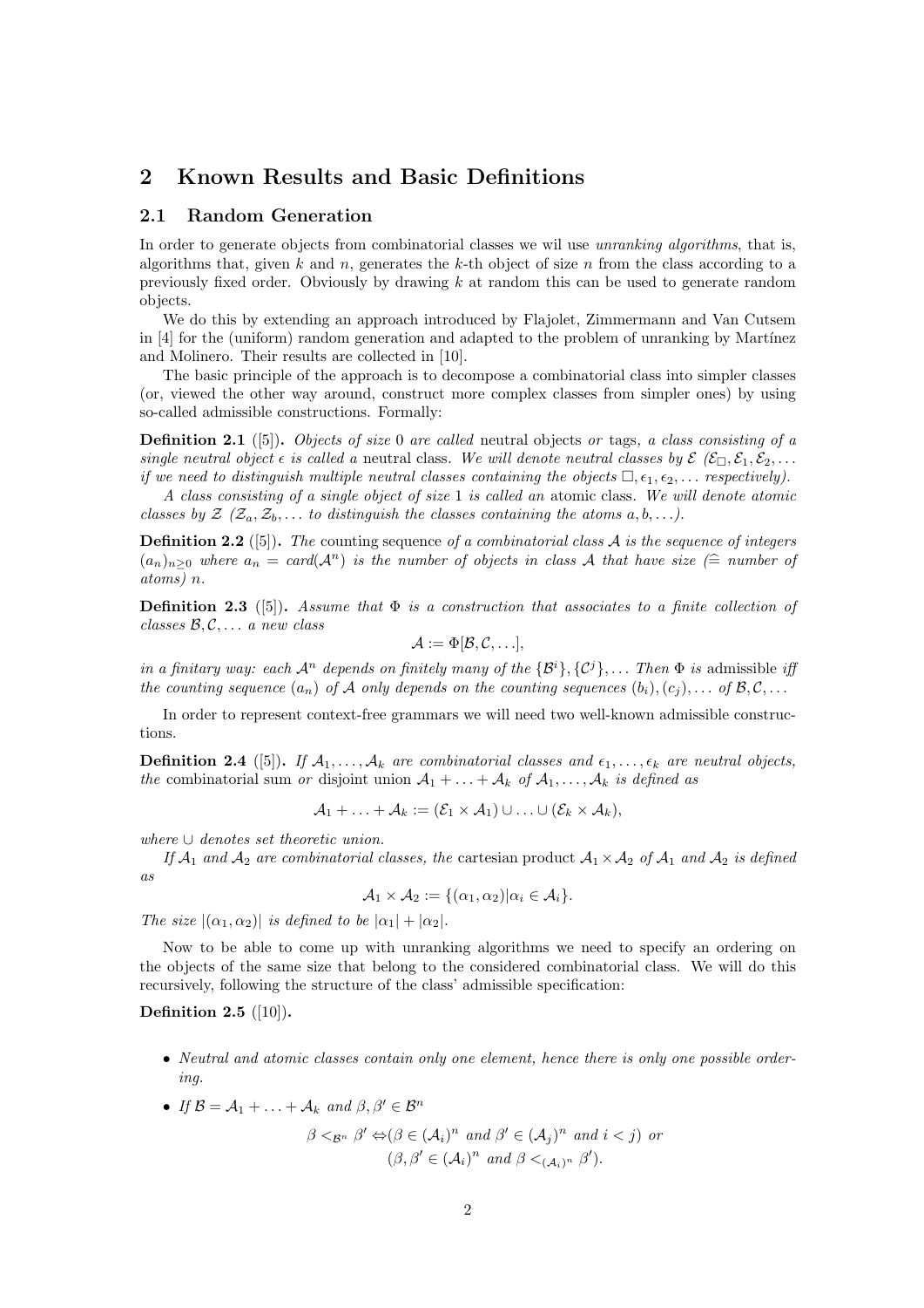## 2 Known Results and Basic Definitions

### 2.1 Random Generation

In order to generate objects from combinatorial classes we wil use *unranking algorithms*, that is, algorithms that, given $k$ and $n$, generates the $k$-th object of size $n$ from the class according to a previously fixed order. Obviously by drawing $k$ at random this can be used to generate random objects.

We do this by extending an approach introduced by Flajolet, Zimmermann and Van Cutsem in [4] for the (uniform) random generation and adapted to the problem of unranking by Martínez and Molinero. Their results are collected in [10].

The basic principle of the approach is to decompose a combinatorial class into simpler classes (or, viewed the other way around, construct more complex classes from simpler ones) by using so-called admissible constructions. Formally:

**Definition 2.1** ([5]). *Objects of size* 0 *are called* neutral objects *or* tags*, a class consisting of a single neutral object* $\epsilon$ *is called a* neutral class*. We will denote neutral classes by* $\mathcal{E}$ *(*$\mathcal{E}_\square, \mathcal{E}_1, \mathcal{E}_2, \ldots$ *if we need to distinguish multiple neutral classes containing the objects* $\square, \epsilon_1, \epsilon_2, \ldots$ *respectively).*

*A class consisting of a single object of size* 1 *is called an* atomic class*. We will denote atomic classes by* $\mathcal{Z}$ *(*$\mathcal{Z}_a, \mathcal{Z}_b, \ldots$ *to distinguish the classes containing the atoms* $a, b, \ldots$*).*

**Definition 2.2** ([5]). *The* counting sequence *of a combinatorial class* $\mathcal{A}$ *is the sequence of integers* $(a_n)_{n\geq 0}$ *where* $a_n = card(\mathcal{A}^n)$ *is the number of objects in class* $\mathcal{A}$ *that have size (*$\widehat{=}$ *number of atoms)* $n$*.*

**Definition 2.3** ([5]). *Assume that* $\Phi$ *is a construction that associates to a finite collection of classes* $\mathcal{B}, \mathcal{C}, \ldots$ *a new class*

$$\mathcal{A} := \Phi[\mathcal{B}, \mathcal{C}, \ldots],$$

*in a finitary way: each* $\mathcal{A}^n$ *depends on finitely many of the* $\{\mathcal{B}^i\}, \{\mathcal{C}^j\}, \ldots$ *Then* $\Phi$ *is* admissible *iff the counting sequence* $(a_n)$ *of* $\mathcal{A}$ *only depends on the counting sequences* $(b_i), (c_j), \ldots$ *of* $\mathcal{B}, \mathcal{C}, \ldots$

In order to represent context-free grammars we will need two well-known admissible constructions.

**Definition 2.4** ([5]). *If* $\mathcal{A}_1, \ldots, \mathcal{A}_k$ *are combinatorial classes and* $\epsilon_1, \ldots, \epsilon_k$ *are neutral objects, the* combinatorial sum *or* disjoint union $\mathcal{A}_1 + \ldots + \mathcal{A}_k$ *of* $\mathcal{A}_1, \ldots, \mathcal{A}_k$ *is defined as*

$$\mathcal{A}_1 + \ldots + \mathcal{A}_k := (\mathcal{E}_1 \times \mathcal{A}_1) \cup \ldots \cup (\mathcal{E}_k \times \mathcal{A}_k),$$

*where* $\cup$ *denotes set theoretic union.*

*If* $\mathcal{A}_1$ *and* $\mathcal{A}_2$ *are combinatorial classes, the* cartesian product $\mathcal{A}_1 \times \mathcal{A}_2$ *of* $\mathcal{A}_1$ *and* $\mathcal{A}_2$ *is defined as*

$$\mathcal{A}_1 \times \mathcal{A}_2 := \{(\alpha_1, \alpha_2) | \alpha_i \in \mathcal{A}_i\}.$$

*The size* $|(\alpha_1, \alpha_2)|$ *is defined to be* $|\alpha_1| + |\alpha_2|$*.*

Now to be able to come up with unranking algorithms we need to specify an ordering on the objects of the same size that belong to the considered combinatorial class. We will do this recursively, following the structure of the class' admissible specification:

**Definition 2.5** ([10]).

- *Neutral and atomic classes contain only one element, hence there is only one possible ordering.*
- *If* $\mathcal{B} = \mathcal{A}_1 + \ldots + \mathcal{A}_k$ *and* $\beta, \beta' \in \mathcal{B}^n$

$$\beta <_{\mathcal{B}^n} \beta' \Leftrightarrow (\beta \in (\mathcal{A}_i)^n \text{ and } \beta' \in (\mathcal{A}_j)^n \text{ and } i < j) \text{ or }$$
$$(\beta, \beta' \in (\mathcal{A}_i)^n \text{ and } \beta <_{(\mathcal{A}_i)^n} \beta').$$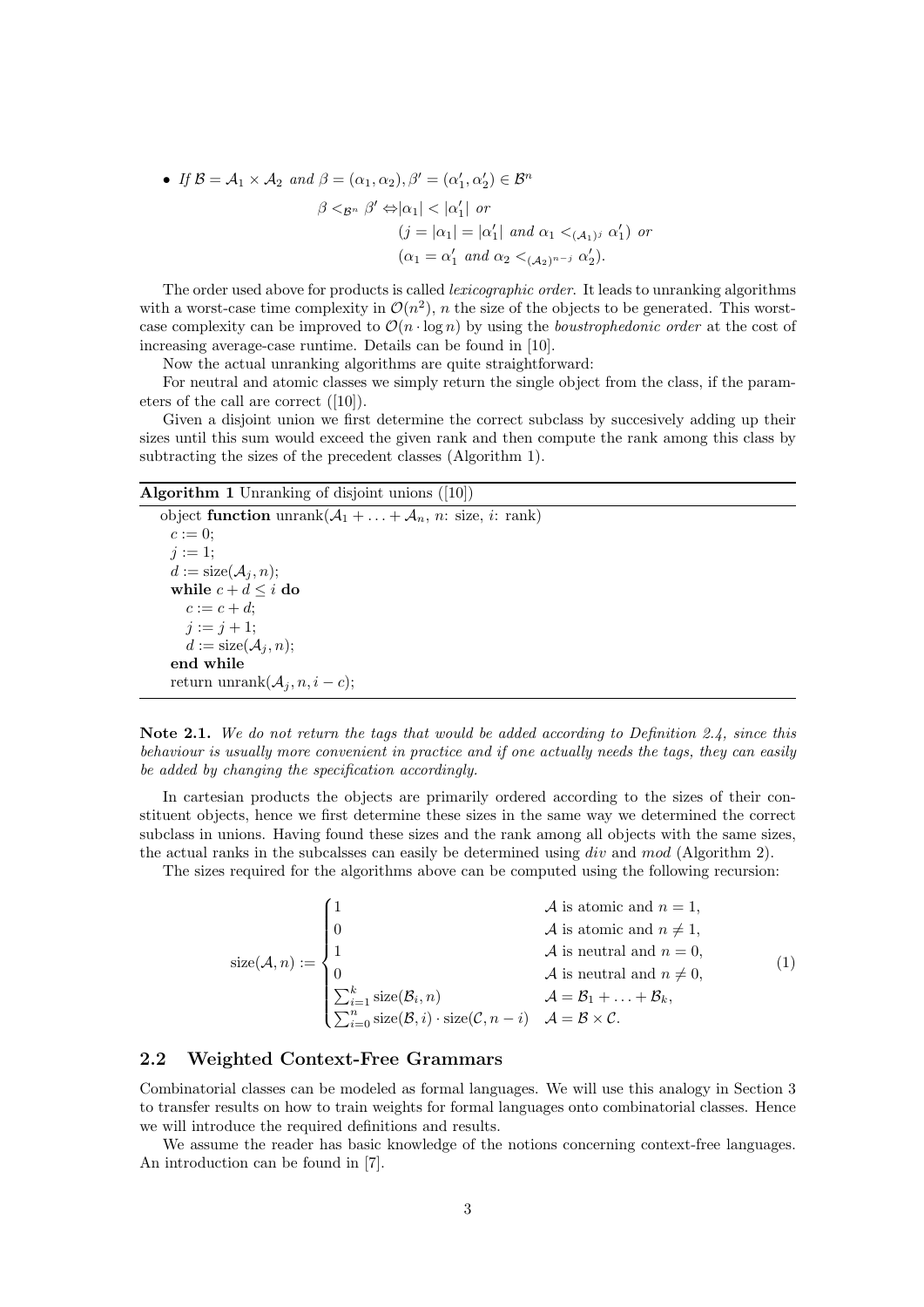- *If* $\mathcal{B} = \mathcal{A}_1 \times \mathcal{A}_2$ *and* $\beta = (\alpha_1, \alpha_2), \beta' = (\alpha_1', \alpha_2') \in \mathcal{B}^n$

$$
\begin{aligned}
\beta <_{\mathcal{B}^n} \beta' \Leftrightarrow & |\alpha_1| < |\alpha_1'| \text{ or} \\
& (j = |\alpha_1| = |\alpha_1'| \text{ and } \alpha_1 <_{(\mathcal{A}_1)^j} \alpha_1') \text{ or} \\
& (\alpha_1 = \alpha_1' \text{ and } \alpha_2 <_{(\mathcal{A}_2)^{n-j}} \alpha_2').
\end{aligned}
$$

The order used above for products is called *lexicographic order*. It leads to unranking algorithms with a worst-case time complexity in $\mathcal{O}(n^2)$, $n$ the size of the objects to be generated. This worst-case complexity can be improved to $\mathcal{O}(n \cdot \log n)$ by using the *boustrophedonic order* at the cost of increasing average-case runtime. Details can be found in [10].

Now the actual unranking algorithms are quite straightforward:

For neutral and atomic classes we simply return the single object from the class, if the parameters of the call are correct ([10]).

Given a disjoint union we first determine the correct subclass by succesively adding up their sizes until this sum would exceed the given rank and then compute the rank among this class by subtracting the sizes of the precedent classes (Algorithm 1).

**Algorithm 1** Unranking of disjoint unions ([10])

```
object function unrank(A_1 + ... + A_n, n: size, i: rank)
  c := 0;
  j := 1;
  d := size(A_j, n);
  while c + d ≤ i do
    c := c + d;
    j := j + 1;
    d := size(A_j, n);
  end while
  return unrank(A_j, n, i − c);
```

**Note 2.1.** *We do not return the tags that would be added according to Definition 2.4, since this behaviour is usually more convenient in practice and if one actually needs the tags, they can easily be added by changing the specification accordingly.*

In cartesian products the objects are primarily ordered according to the sizes of their constituent objects, hence we first determine these sizes in the same way we determined the correct subclass in unions. Having found these sizes and the rank among all objects with the same sizes, the actual ranks in the subcalsses can easily be determined using *div* and *mod* (Algorithm 2).

The sizes required for the algorithms above can be computed using the following recursion:

$$
\text{size}(\mathcal{A}, n) := \begin{cases} 1 & \mathcal{A} \text{ is atomic and } n = 1, \\ 0 & \mathcal{A} \text{ is atomic and } n \neq 1, \\ 1 & \mathcal{A} \text{ is neutral and } n = 0, \\ 0 & \mathcal{A} \text{ is neutral and } n \neq 0, \\ \sum_{i=1}^{k} \text{size}(\mathcal{B}_i, n) & \mathcal{A} = \mathcal{B}_1 + \ldots + \mathcal{B}_k, \\ \sum_{i=0}^{n} \text{size}(\mathcal{B}, i) \cdot \text{size}(\mathcal{C}, n - i) & \mathcal{A} = \mathcal{B} \times \mathcal{C}. \end{cases} \tag{1}
$$

## 2.2 Weighted Context-Free Grammars

Combinatorial classes can be modeled as formal languages. We will use this analogy in Section 3 to transfer results on how to train weights for formal languages onto combinatorial classes. Hence we will introduce the required definitions and results.

We assume the reader has basic knowledge of the notions concerning context-free languages. An introduction can be found in [7].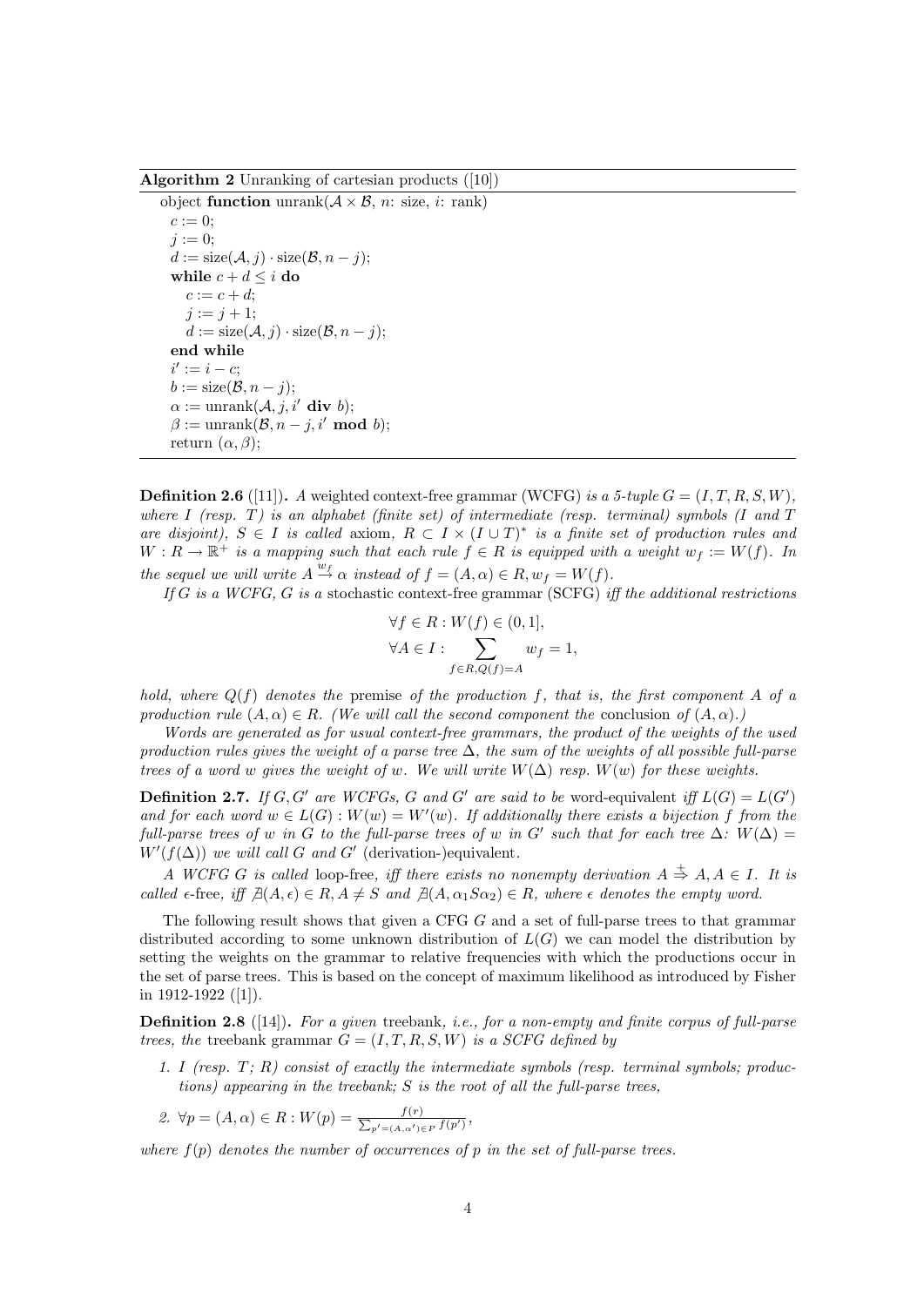**Algorithm 2** Unranking of cartesian products ([10])

```
object function unrank(A × B, n: size, i: rank)
  c := 0;
  j := 0;
  d := size(A, j) · size(B, n − j);
  while c + d ≤ i do
    c := c + d;
    j := j + 1;
    d := size(A, j) · size(B, n − j);
  end while
  i' := i − c;
  b := size(B, n − j);
  α := unrank(A, j, i' div b);
  β := unrank(B, n − j, i' mod b);
  return (α, β);
```

**Definition 2.6** ([11])**.** *A* weighted context-free grammar (WCFG) *is a 5-tuple $G = (I, T, R, S, W)$, where $I$ (resp. $T$) is an alphabet (finite set) of intermediate (resp. terminal) symbols ($I$ and $T$ are disjoint), $S \in I$ is called* axiom*, $R \subset I \times (I \cup T)^*$ is a finite set of production rules and $W : R \to \mathbb{R}^+$ is a mapping such that each rule $f \in R$ is equipped with a weight $w_f := W(f)$. In the sequel we will write $A \overset{w_f}{\to} \alpha$ instead of $f = (A, \alpha) \in R, w_f = W(f)$.*

*If $G$ is a WCFG, $G$ is a* stochastic context-free grammar (SCFG) *iff the additional restrictions*

$$\forall f \in R : W(f) \in (0, 1],$$
$$\forall A \in I : \sum_{f \in R, Q(f) = A} w_f = 1,$$

*hold, where $Q(f)$ denotes the* premise *of the production $f$, that is, the first component $A$ of a production rule $(A, \alpha) \in R$. (We will call the second component the* conclusion *of $(A, \alpha)$.)*

*Words are generated as for usual context-free grammars, the product of the weights of the used production rules gives the weight of a parse tree $\Delta$, the sum of the weights of all possible full-parse trees of a word $w$ gives the weight of $w$. We will write $W(\Delta)$ resp. $W(w)$ for these weights.*

**Definition 2.7.** *If $G, G'$ are WCFGs, $G$ and $G'$ are said to be* word-equivalent *iff $L(G) = L(G')$ and for each word $w \in L(G) : W(w) = W'(w)$. If additionally there exists a bijection $f$ from the full-parse trees of $w$ in $G$ to the full-parse trees of $w$ in $G'$ such that for each tree $\Delta$: $W(\Delta) = W'(f(\Delta))$ we will call $G$ and $G'$* (derivation-)equivalent*.*

*A WCFG $G$ is called* loop-free*, iff there exists no nonempty derivation $A \overset{+}{\Rightarrow} A, A \in I$. It is called $\epsilon$-free, iff $\nexists (A, \epsilon) \in R, A \neq S$ and $\nexists (A, \alpha_1 S \alpha_2) \in R$, where $\epsilon$ denotes the empty word.*

The following result shows that given a CFG $G$ and a set of full-parse trees to that grammar distributed according to some unknown distribution of $L(G)$ we can model the distribution by setting the weights on the grammar to relative frequencies with which the productions occur in the set of parse trees. This is based on the concept of maximum likelihood as introduced by Fisher in 1912-1922 ([1]).

**Definition 2.8** ([14])**.** *For a given* treebank*, i.e., for a non-empty and finite corpus of full-parse trees, the* treebank grammar *$G = (I, T, R, S, W)$ is a SCFG defined by*

1. *$I$ (resp. $T$; $R$) consist of exactly the intermediate symbols (resp. terminal symbols; productions) appearing in the treebank; $S$ is the root of all the full-parse trees,*
2. *$\forall p = (A, \alpha) \in R : W(p) = \frac{f(r)}{\sum_{p'=(A,\alpha') \in P} f(p')}$,*

*where $f(p)$ denotes the number of occurrences of $p$ in the set of full-parse trees.*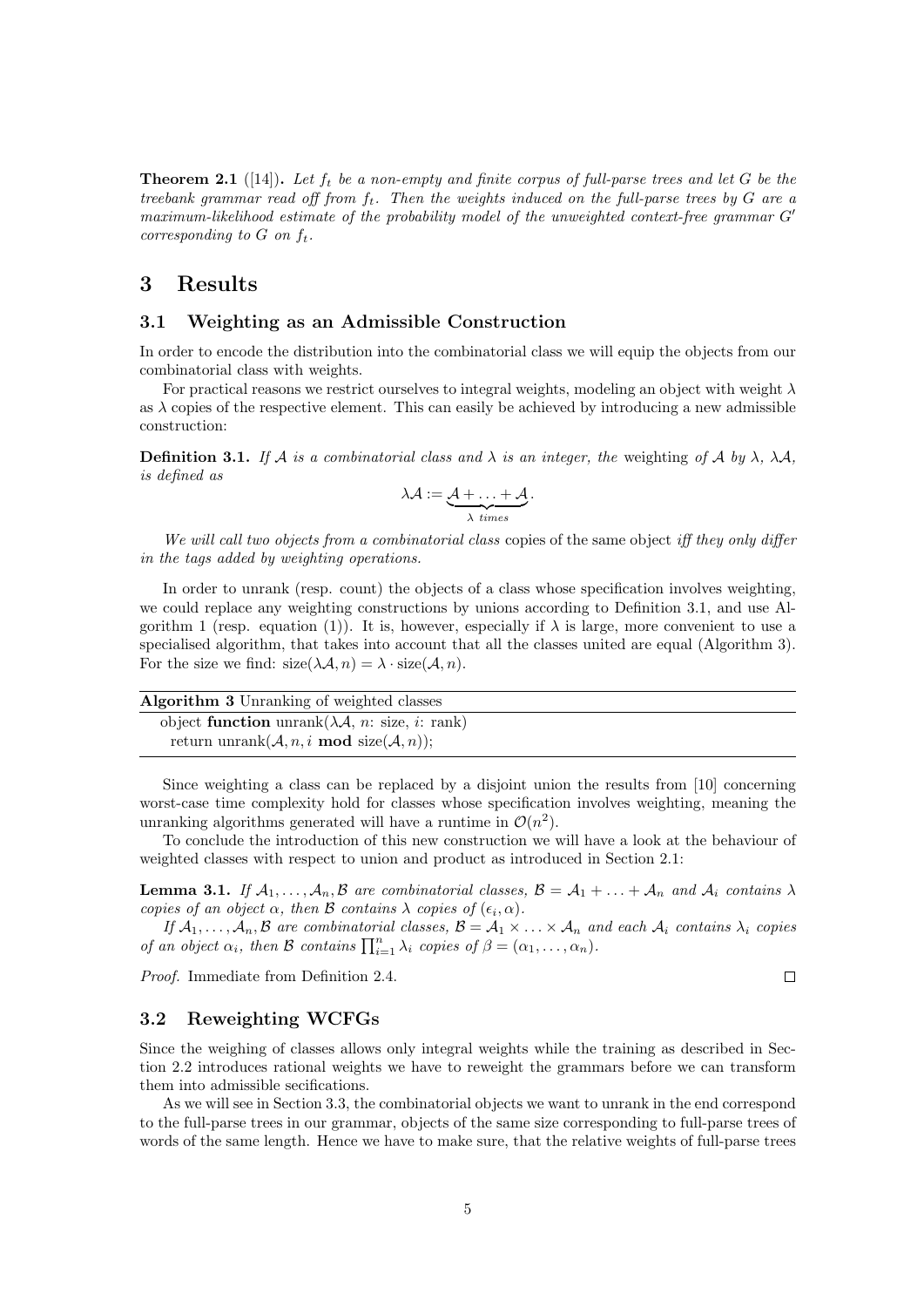**Theorem 2.1** ([14])**.** *Let $f_t$ be a non-empty and finite corpus of full-parse trees and let $G$ be the treebank grammar read off from $f_t$. Then the weights induced on the full-parse trees by $G$ are a maximum-likelihood estimate of the probability model of the unweighted context-free grammar $G'$ corresponding to $G$ on $f_t$.*

# 3 Results

## 3.1 Weighting as an Admissible Construction

In order to encode the distribution into the combinatorial class we will equip the objects from our combinatorial class with weights.

For practical reasons we restrict ourselves to integral weights, modeling an object with weight $\lambda$ as $\lambda$ copies of the respective element. This can easily be achieved by introducing a new admissible construction:

**Definition 3.1.** *If $\mathcal{A}$ is a combinatorial class and $\lambda$ is an integer, the* weighting *of $\mathcal{A}$ by $\lambda$, $\lambda\mathcal{A}$, is defined as*

$$\lambda\mathcal{A} := \underbrace{\mathcal{A} + \ldots + \mathcal{A}}_{\lambda \text{ times}}.$$

*We will call two objects from a combinatorial class* copies of the same object *iff they only differ in the tags added by weighting operations.*

In order to unrank (resp. count) the objects of a class whose specification involves weighting, we could replace any weighting constructions by unions according to Definition 3.1, and use Algorithm 1 (resp. equation (1)). It is, however, especially if $\lambda$ is large, more convenient to use a specialised algorithm, that takes into account that all the classes united are equal (Algorithm 3). For the size we find: $\text{size}(\lambda\mathcal{A}, n) = \lambda \cdot \text{size}(\mathcal{A}, n)$.

**Algorithm 3** Unranking of weighted classes

```
object function unrank(λA, n: size, i: rank)
  return unrank(A, n, i mod size(A, n));
```

Since weighting a class can be replaced by a disjoint union the results from [10] concerning worst-case time complexity hold for classes whose specification involves weighting, meaning the unranking algorithms generated will have a runtime in $\mathcal{O}(n^2)$.

To conclude the introduction of this new construction we will have a look at the behaviour of weighted classes with respect to union and product as introduced in Section 2.1:

**Lemma 3.1.** *If $\mathcal{A}_1, \ldots, \mathcal{A}_n, \mathcal{B}$ are combinatorial classes, $\mathcal{B} = \mathcal{A}_1 + \ldots + \mathcal{A}_n$ and $\mathcal{A}_i$ contains $\lambda$ copies of an object $\alpha$, then $\mathcal{B}$ contains $\lambda$ copies of $(\epsilon_i, \alpha)$.*

*If $\mathcal{A}_1, \ldots, \mathcal{A}_n, \mathcal{B}$ are combinatorial classes, $\mathcal{B} = \mathcal{A}_1 \times \ldots \times \mathcal{A}_n$ and each $\mathcal{A}_i$ contains $\lambda_i$ copies of an object $\alpha_i$, then $\mathcal{B}$ contains $\prod_{i=1}^{n} \lambda_i$ copies of $\beta = (\alpha_1, \ldots, \alpha_n)$.*

*Proof.* Immediate from Definition 2.4. ∎

## 3.2 Reweighting WCFGs

Since the weighing of classes allows only integral weights while the training as described in Section 2.2 introduces rational weights we have to reweight the grammars before we can transform them into admissible secifications.

As we will see in Section 3.3, the combinatorial objects we want to unrank in the end correspond to the full-parse trees in our grammar, objects of the same size corresponding to full-parse trees of words of the same length. Hence we have to make sure, that the relative weights of full-parse trees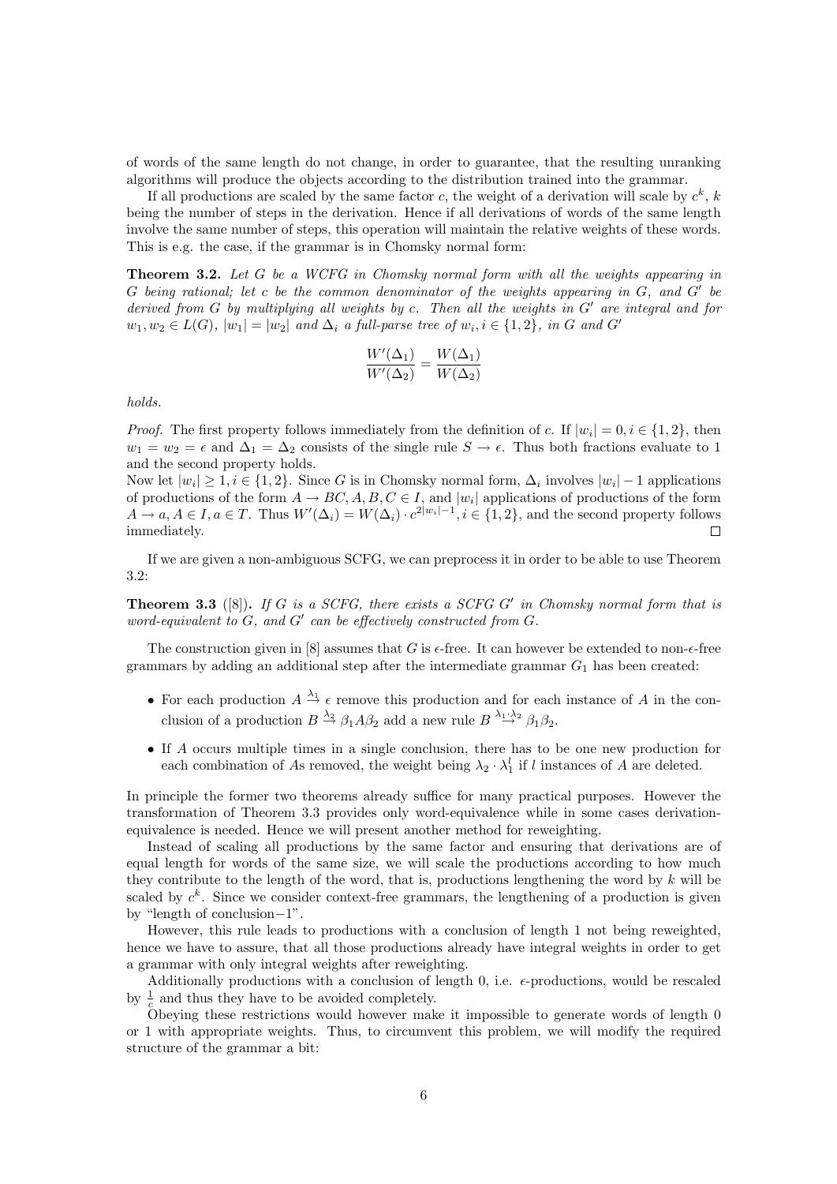of words of the same length do not change, in order to guarantee, that the resulting unranking algorithms will produce the objects according to the distribution trained into the grammar.

If all productions are scaled by the same factor $c$, the weight of a derivation will scale by $c^k$, $k$ being the number of steps in the derivation. Hence if all derivations of words of the same length involve the same number of steps, this operation will maintain the relative weights of these words. This is e.g. the case, if the grammar is in Chomsky normal form:

**Theorem 3.2.** *Let $G$ be a WCFG in Chomsky normal form with all the weights appearing in $G$ being rational; let $c$ be the common denominator of the weights appearing in $G$, and $G'$ be derived from $G$ by multiplying all weights by $c$. Then all the weights in $G'$ are integral and for $w_1, w_2 \in L(G)$, $|w_1| = |w_2|$ and $\Delta_i$ a full-parse tree of $w_i, i \in \{1, 2\}$, in $G$ and $G'$*

$$\frac{W'(\Delta_1)}{W'(\Delta_2)} = \frac{W(\Delta_1)}{W(\Delta_2)}$$

*holds.*

*Proof.* The first property follows immediately from the definition of $c$. If $|w_i| = 0, i \in \{1, 2\}$, then $w_1 = w_2 = \epsilon$ and $\Delta_1 = \Delta_2$ consists of the single rule $S \to \epsilon$. Thus both fractions evaluate to 1 and the second property holds.
Now let $|w_i| \geq 1, i \in \{1, 2\}$. Since $G$ is in Chomsky normal form, $\Delta_i$ involves $|w_i| - 1$ applications of productions of the form $A \to BC, A, B, C \in I$, and $|w_i|$ applications of productions of the form $A \to a, A \in I, a \in T$. Thus $W'(\Delta_i) = W(\Delta_i) \cdot c^{2|w_i|-1}, i \in \{1, 2\}$, and the second property follows immediately. □

If we are given a non-ambiguous SCFG, we can preprocess it in order to be able to use Theorem 3.2:

**Theorem 3.3** ([8])**.** *If $G$ is a SCFG, there exists a SCFG $G'$ in Chomsky normal form that is word-equivalent to $G$, and $G'$ can be effectively constructed from $G$.*

The construction given in [8] assumes that $G$ is $\epsilon$-free. It can however be extended to non-$\epsilon$-free grammars by adding an additional step after the intermediate grammar $G_1$ has been created:

- For each production $A \overset{\lambda_1}{\to} \epsilon$ remove this production and for each instance of $A$ in the conclusion of a production $B \overset{\lambda_2}{\to} \beta_1 A \beta_2$ add a new rule $B \overset{\lambda_1 \cdot \lambda_2}{\to} \beta_1 \beta_2$.
- If $A$ occurs multiple times in a single conclusion, there has to be one new production for each combination of $A$s removed, the weight being $\lambda_2 \cdot \lambda_1^l$ if $l$ instances of $A$ are deleted.

In principle the former two theorems already suffice for many practical purposes. However the transformation of Theorem 3.3 provides only word-equivalence while in some cases derivation-equivalence is needed. Hence we will present another method for reweighting.

Instead of scaling all productions by the same factor and ensuring that derivations are of equal length for words of the same size, we will scale the productions according to how much they contribute to the length of the word, that is, productions lengthening the word by $k$ will be scaled by $c^k$. Since we consider context-free grammars, the lengthening of a production is given by "length of conclusion$-1$".

However, this rule leads to productions with a conclusion of length 1 not being reweighted, hence we have to assure, that all those productions already have integral weights in order to get a grammar with only integral weights after reweighting.

Additionally productions with a conclusion of length 0, i.e. $\epsilon$-productions, would be rescaled by $\frac{1}{c}$ and thus they have to be avoided completely.

Obeying these restrictions would however make it impossible to generate words of length 0 or 1 with appropriate weights. Thus, to circumvent this problem, we will modify the required structure of the grammar a bit: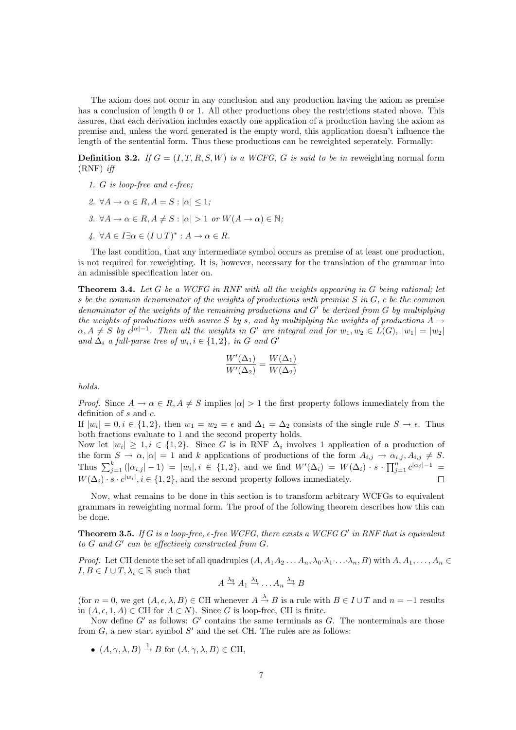The axiom does not occur in any conclusion and any production having the axiom as premise has a conclusion of length 0 or 1. All other productions obey the restrictions stated above. This assures, that each derivation includes exactly one application of a production having the axiom as premise and, unless the word generated is the empty word, this application doesn't influence the length of the sentential form. Thus these productions can be reweighted seperately. Formally:

**Definition 3.2.** *If $G = (I, T, R, S, W)$ is a WCFG, $G$ is said to be in* reweighting normal form (RNF) *iff*

1. *$G$ is loop-free and $\epsilon$-free;*
2. *$\forall A \to \alpha \in R, A = S : |\alpha| \leq 1$;*
3. *$\forall A \to \alpha \in R, A \neq S : |\alpha| > 1$ or $W(A \to \alpha) \in \mathbb{N}$;*
4. *$\forall A \in I \exists \alpha \in (I \cup T)^* : A \to \alpha \in R$.*

The last condition, that any intermediate symbol occurs as premise of at least one production, is not required for reweighting. It is, however, necessary for the translation of the grammar into an admissible specification later on.

**Theorem 3.4.** *Let $G$ be a WCFG in RNF with all the weights appearing in $G$ being rational; let $s$ be the common denominator of the weights of productions with premise $S$ in $G$, $c$ be the common denominator of the weights of the remaining productions and $G'$ be derived from $G$ by multiplying the weights of productions with source $S$ by $s$, and by multiplying the weights of productions $A \to \alpha, A \neq S$ by $c^{|\alpha|-1}$. Then all the weights in $G'$ are integral and for $w_1, w_2 \in L(G)$, $|w_1| = |w_2|$ and $\Delta_i$ a full-parse tree of $w_i, i \in \{1, 2\}$, in $G$ and $G'$*

$$\frac{W'(\Delta_1)}{W'(\Delta_2)} = \frac{W(\Delta_1)}{W(\Delta_2)}$$

*holds.*

*Proof.* Since $A \to \alpha \in R, A \neq S$ implies $|\alpha| > 1$ the first property follows immediately from the definition of $s$ and $c$.
If $|w_i| = 0, i \in \{1, 2\}$, then $w_1 = w_2 = \epsilon$ and $\Delta_1 = \Delta_2$ consists of the single rule $S \to \epsilon$. Thus both fractions evaluate to 1 and the second property holds.
Now let $|w_i| \geq 1, i \in \{1, 2\}$. Since $G$ is in RNF $\Delta_i$ involves 1 application of a production of the form $S \to \alpha, |\alpha| = 1$ and $k$ applications of productions of the form $A_{i,j} \to \alpha_{i,j}, A_{i,j} \neq S$. Thus $\sum_{j=1}^{k} (|\alpha_{i,j}| - 1) = |w_i|, i \in \{1, 2\}$, and we find $W'(\Delta_i) = W(\Delta_i) \cdot s \cdot \prod_{j=1}^{n} c^{|\alpha_j|-1} = W(\Delta_i) \cdot s \cdot c^{|w_i|}, i \in \{1, 2\}$, and the second property follows immediately. $\square$

Now, what remains to be done in this section is to transform arbitrary WCFGs to equivalent grammars in reweighting normal form. The proof of the following theorem describes how this can be done.

**Theorem 3.5.** *If $G$ is a loop-free, $\epsilon$-free WCFG, there exists a WCFG $G'$ in RNF that is equivalent to $G$ and $G'$ can be effectively constructed from $G$.*

*Proof.* Let CH denote the set of all quadruples $(A, A_1 A_2 \ldots A_n, \lambda_0 \cdot \lambda_1 \cdot \ldots \cdot \lambda_n, B)$ with $A, A_1, \ldots, A_n \in I, B \in I \cup T, \lambda_i \in \mathbb{R}$ such that

$$A \xrightarrow{\lambda_0} A_1 \xrightarrow{\lambda_1} \ldots A_n \xrightarrow{\lambda_n} B$$

(for $n = 0$, we get $(A, \epsilon, \lambda, B) \in \text{CH}$ whenever $A \xrightarrow{\lambda} B$ is a rule with $B \in I \cup T$ and $n = -1$ results in $(A, \epsilon, 1, A) \in \text{CH}$ for $A \in N$). Since $G$ is loop-free, CH is finite.

Now define $G'$ as follows: $G'$ contains the same terminals as $G$. The nonterminals are those from $G$, a new start symbol $S'$ and the set CH. The rules are as follows:

- $(A, \gamma, \lambda, B) \xrightarrow{1} B$ for $(A, \gamma, \lambda, B) \in \text{CH}$,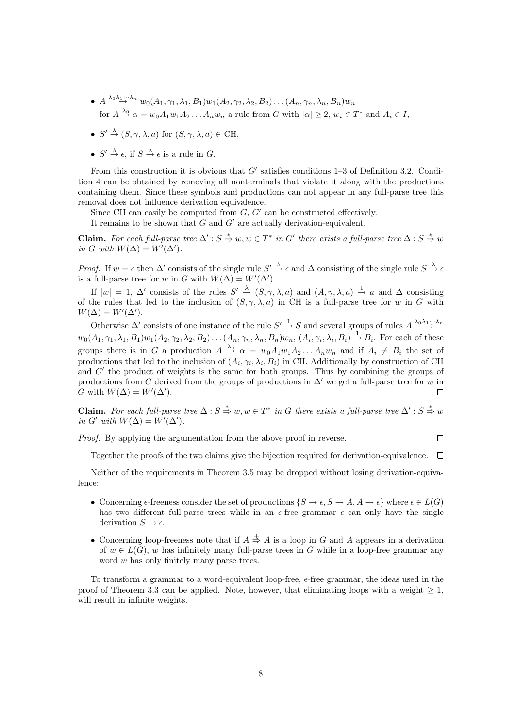- $A \xrightarrow{\lambda_0\lambda_1\cdots\lambda_n} w_0(A_1, \gamma_1, \lambda_1, B_1)w_1(A_2, \gamma_2, \lambda_2, B_2)\ldots(A_n, \gamma_n, \lambda_n, B_n)w_n$ for $A \xrightarrow{\lambda_0} \alpha = w_0A_1w_1A_2\ldots A_nw_n$ a rule from $G$ with $|\alpha| \geq 2$, $w_i \in T^*$ and $A_i \in I$,
- $S' \xrightarrow{\lambda} (S, \gamma, \lambda, a)$ for $(S, \gamma, \lambda, a) \in \text{CH}$,
- $S' \xrightarrow{\lambda} \epsilon$, if $S \xrightarrow{\lambda} \epsilon$ is a rule in $G$.

From this construction it is obvious that $G'$ satisfies conditions 1–3 of Definition 3.2. Condition 4 can be obtained by removing all nonterminals that violate it along with the productions containing them. Since these symbols and productions can not appear in any full-parse tree this removal does not influence derivation equivalence.

Since CH can easily be computed from $G$, $G'$ can be constructed effectively.

It remains to be shown that $G$ and $G'$ are actually derivation-equivalent.

**Claim.** *For each full-parse tree $\Delta' : S \stackrel{*}{\Rightarrow} w, w \in T^*$ in $G'$ there exists a full-parse tree $\Delta : S \stackrel{*}{\Rightarrow} w$ in $G$ with $W(\Delta) = W'(\Delta')$.*

*Proof.* If $w = \epsilon$ then $\Delta'$ consists of the single rule $S' \xrightarrow{\lambda} \epsilon$ and $\Delta$ consisting of the single rule $S \xrightarrow{\lambda} \epsilon$ is a full-parse tree for $w$ in $G$ with $W(\Delta) = W'(\Delta')$.

If $|w| = 1$, $\Delta'$ consists of the rules $S' \xrightarrow{\lambda} (S, \gamma, \lambda, a)$ and $(A, \gamma, \lambda, a) \xrightarrow{1} a$ and $\Delta$ consisting of the rules that led to the inclusion of $(S, \gamma, \lambda, a)$ in CH is a full-parse tree for $w$ in $G$ with $W(\Delta) = W'(\Delta')$.

Otherwise $\Delta'$ consists of one instance of the rule $S' \xrightarrow{1} S$ and several groups of rules $A \xrightarrow{\lambda_0\lambda_1\cdots\lambda_n} w_0(A_1, \gamma_1, \lambda_1, B_1)w_1(A_2, \gamma_2, \lambda_2, B_2)\ldots(A_n, \gamma_n, \lambda_n, B_n)w_n$, $(A_i, \gamma_i, \lambda_i, B_i) \xrightarrow{1} B_i$. For each of these groups there is in $G$ a production $A \xrightarrow{\lambda_0} \alpha = w_0A_1w_1A_2\ldots A_nw_n$ and if $A_i \neq B_i$ the set of productions that led to the inclusion of $(A_i, \gamma_i, \lambda_i, B_i)$ in CH. Additionally by construction of CH and $G'$ the product of weights is the same for both groups. Thus by combining the groups of productions from $G$ derived from the groups of productions in $\Delta'$ we get a full-parse tree for $w$ in $G$ with $W(\Delta) = W'(\Delta')$. $\square$

**Claim.** *For each full-parse tree $\Delta : S \stackrel{*}{\Rightarrow} w, w \in T^*$ in $G$ there exists a full-parse tree $\Delta' : S \stackrel{*}{\Rightarrow} w$ in $G'$ with $W(\Delta) = W'(\Delta')$.*

*Proof.* By applying the argumentation from the above proof in reverse. $\square$

Together the proofs of the two claims give the bijection required for derivation-equivalence. $\square$

Neither of the requirements in Theorem 3.5 may be dropped without losing derivation-equivalence:

- Concerning $\epsilon$-freeness consider the set of productions $\{S \to \epsilon, S \to A, A \to \epsilon\}$ where $\epsilon \in L(G)$ has two different full-parse trees while in an $\epsilon$-free grammar $\epsilon$ can only have the single derivation $S \to \epsilon$.
- Concerning loop-freeness note that if $A \stackrel{+}{\Rightarrow} A$ is a loop in $G$ and $A$ appears in a derivation of $w \in L(G)$, $w$ has infinitely many full-parse trees in $G$ while in a loop-free grammar any word $w$ has only finitely many parse trees.

To transform a grammar to a word-equivalent loop-free, $\epsilon$-free grammar, the ideas used in the proof of Theorem 3.3 can be applied. Note, however, that eliminating loops with a weight $\geq 1$, will result in infinite weights.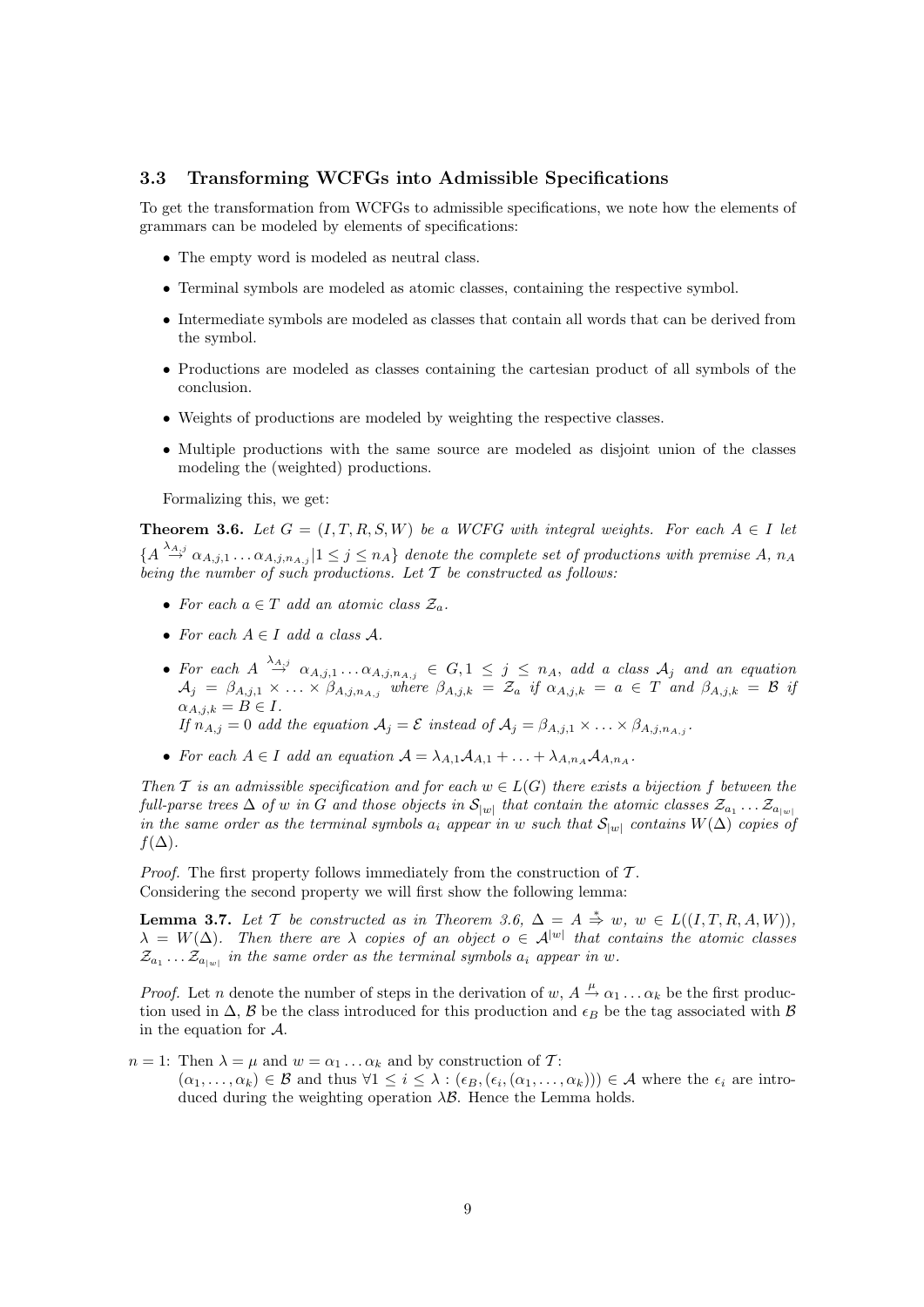### 3.3 Transforming WCFGs into Admissible Specifications

To get the transformation from WCFGs to admissible specifications, we note how the elements of grammars can be modeled by elements of specifications:

- The empty word is modeled as neutral class.
- Terminal symbols are modeled as atomic classes, containing the respective symbol.
- Intermediate symbols are modeled as classes that contain all words that can be derived from the symbol.
- Productions are modeled as classes containing the cartesian product of all symbols of the conclusion.
- Weights of productions are modeled by weighting the respective classes.
- Multiple productions with the same source are modeled as disjoint union of the classes modeling the (weighted) productions.

Formalizing this, we get:

**Theorem 3.6.** *Let $G = (I, T, R, S, W)$ be a WCFG with integral weights. For each $A \in I$ let $\{A \overset{\lambda_{A,j}}{\to} \alpha_{A,j,1} \ldots \alpha_{A,j,n_{A,j}} | 1 \leq j \leq n_A\}$ denote the complete set of productions with premise $A$, $n_A$ being the number of such productions. Let $\mathcal{T}$ be constructed as follows:*

- *For each $a \in T$ add an atomic class $\mathcal{Z}_a$.*
- *For each $A \in I$ add a class $\mathcal{A}$.*
- *For each $A \overset{\lambda_{A,j}}{\to} \alpha_{A,j,1} \ldots \alpha_{A,j,n_{A,j}} \in G, 1 \leq j \leq n_A$, add a class $\mathcal{A}_j$ and an equation $\mathcal{A}_j = \beta_{A,j,1} \times \ldots \times \beta_{A,j,n_{A,j}}$ where $\beta_{A,j,k} = \mathcal{Z}_a$ if $\alpha_{A,j,k} = a \in T$ and $\beta_{A,j,k} = \mathcal{B}$ if $\alpha_{A,j,k} = B \in I$.*
  *If $n_{A,j} = 0$ add the equation $\mathcal{A}_j = \mathcal{E}$ instead of $\mathcal{A}_j = \beta_{A,j,1} \times \ldots \times \beta_{A,j,n_{A,j}}$.*
- *For each $A \in I$ add an equation $\mathcal{A} = \lambda_{A,1}\mathcal{A}_{A,1} + \ldots + \lambda_{A,n_A}\mathcal{A}_{A,n_A}$.*

*Then $\mathcal{T}$ is an admissible specification and for each $w \in L(G)$ there exists a bijection $f$ between the full-parse trees $\Delta$ of $w$ in $G$ and those objects in $\mathcal{S}_{|w|}$ that contain the atomic classes $\mathcal{Z}_{a_1} \ldots \mathcal{Z}_{a_{|w|}}$ in the same order as the terminal symbols $a_i$ appear in $w$ such that $\mathcal{S}_{|w|}$ contains $W(\Delta)$ copies of $f(\Delta)$.*

*Proof.* The first property follows immediately from the construction of $\mathcal{T}$.
Considering the second property we will first show the following lemma:

**Lemma 3.7.** *Let $\mathcal{T}$ be constructed as in Theorem 3.6, $\Delta = A \overset{*}{\Rightarrow} w$, $w \in L((I, T, R, A, W))$, $\lambda = W(\Delta)$. Then there are $\lambda$ copies of an object $o \in \mathcal{A}^{|w|}$ that contains the atomic classes $\mathcal{Z}_{a_1} \ldots \mathcal{Z}_{a_{|w|}}$ in the same order as the terminal symbols $a_i$ appear in $w$.*

*Proof.* Let $n$ denote the number of steps in the derivation of $w$, $A \overset{\mu}{\to} \alpha_1 \ldots \alpha_k$ be the first production used in $\Delta$, $\mathcal{B}$ be the class introduced for this production and $\epsilon_B$ be the tag associated with $\mathcal{B}$ in the equation for $\mathcal{A}$.

$n = 1$: Then $\lambda = \mu$ and $w = \alpha_1 \ldots \alpha_k$ and by construction of $\mathcal{T}$:
$(\alpha_1, \ldots, \alpha_k) \in \mathcal{B}$ and thus $\forall 1 \leq i \leq \lambda : (\epsilon_B, (\epsilon_i, (\alpha_1, \ldots, \alpha_k))) \in \mathcal{A}$ where the $\epsilon_i$ are introduced during the weighting operation $\lambda\mathcal{B}$. Hence the Lemma holds.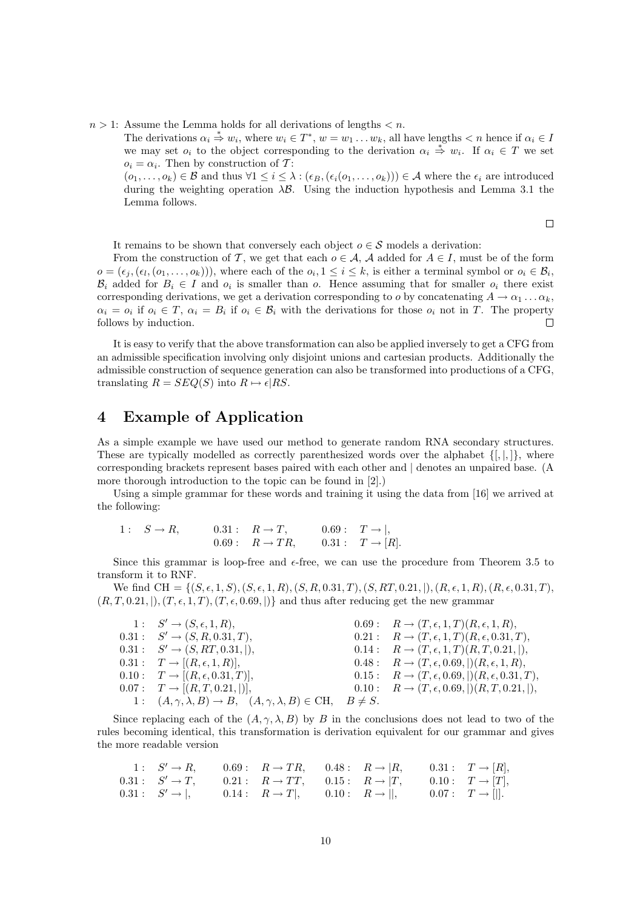$n > 1$: Assume the Lemma holds for all derivations of lengths $< n$.
The derivations $\alpha_i \stackrel{*}{\Rightarrow} w_i$, where $w_i \in T^*$, $w = w_1 \dots w_k$, all have lengths $< n$ hence if $\alpha_i \in I$ we may set $o_i$ to the object corresponding to the derivation $\alpha_i \stackrel{*}{\Rightarrow} w_i$. If $\alpha_i \in T$ we set $o_i = \alpha_i$. Then by construction of $\mathcal{T}$:
$(o_1, \dots, o_k) \in \mathcal{B}$ and thus $\forall 1 \le i \le \lambda : (\epsilon_B, (\epsilon_i(o_1, \dots, o_k))) \in \mathcal{A}$ where the $\epsilon_i$ are introduced during the weighting operation $\lambda\mathcal{B}$. Using the induction hypothesis and Lemma 3.1 the Lemma follows.

□

It remains to be shown that conversely each object $o \in \mathcal{S}$ models a derivation:

From the construction of $\mathcal{T}$, we get that each $o \in \mathcal{A}$, $\mathcal{A}$ added for $A \in I$, must be of the form $o = (\epsilon_j, (\epsilon_l, (o_1, \dots, o_k)))$, where each of the $o_i, 1 \le i \le k$, is either a terminal symbol or $o_i \in \mathcal{B}_i$, $\mathcal{B}_i$ added for $B_i \in I$ and $o_i$ is smaller than $o$. Hence assuming that for smaller $o_i$ there exist corresponding derivations, we get a derivation corresponding to $o$ by concatenating $A \to \alpha_1 \dots \alpha_k$, $\alpha_i = o_i$ if $o_i \in T$, $\alpha_i = B_i$ if $o_i \in \mathcal{B}_i$ with the derivations for those $o_i$ not in $T$. The property follows by induction. □

It is easy to verify that the above transformation can also be applied inversely to get a CFG from an admissible specification involving only disjoint unions and cartesian products. Additionally the admissible construction of sequence generation can also be transformed into productions of a CFG, translating $R = SEQ(S)$ into $R \mapsto \epsilon | RS$.

# 4 Example of Application

As a simple example we have used our method to generate random RNA secondary structures. These are typically modelled as correctly parenthesized words over the alphabet $\{[, |, ]\}$, where corresponding brackets represent bases paired with each other and $|$ denotes an unpaired base. (A more thorough introduction to the topic can be found in [2].)

Using a simple grammar for these words and training it using the data from [16] we arrived at the following:

$$
\begin{array}{llllll}
1: & S \to R, & 0.31: & R \to T, & 0.69: & T \to |, \\
 & & 0.69: & R \to TR, & 0.31: & T \to [R].
\end{array}
$$

Since this grammar is loop-free and $\epsilon$-free, we can use the procedure from Theorem 3.5 to transform it to RNF.

We find CH $= \{(S, \epsilon, 1, S), (S, \epsilon, 1, R), (S, R, 0.31, T), (S, RT, 0.21, |), (R, \epsilon, 1, R), (R, \epsilon, 0.31, T),$ $(R, T, 0.21, |), (T, \epsilon, 1, T), (T, \epsilon, 0.69, |)\}$ and thus after reducing get the new grammar

$$
\begin{array}{llll}
1: & S' \to (S, \epsilon, 1, R), & 0.69: & R \to (T, \epsilon, 1, T)(R, \epsilon, 1, R), \\
0.31: & S' \to (S, R, 0.31, T), & 0.21: & R \to (T, \epsilon, 1, T)(R, \epsilon, 0.31, T), \\
0.31: & S' \to (S, RT, 0.31, |), & 0.14: & R \to (T, \epsilon, 1, T)(R, T, 0.21, |), \\
0.31: & T \to [(R, \epsilon, 1, R)], & 0.48: & R \to (T, \epsilon, 0.69, |)(R, \epsilon, 1, R), \\
0.10: & T \to [(R, \epsilon, 0.31, T)], & 0.15: & R \to (T, \epsilon, 0.69, |)(R, \epsilon, 0.31, T), \\
0.07: & T \to [(R, T, 0.21, |)], & 0.10: & R \to (T, \epsilon, 0.69, |)(R, T, 0.21, |), \\
1: & (A, \gamma, \lambda, B) \to B, \quad (A, \gamma, \lambda, B) \in \text{CH}, \quad B \neq S. & &
\end{array}
$$

Since replacing each of the $(A, \gamma, \lambda, B)$ by $B$ in the conclusions does not lead to two of the rules becoming identical, this transformation is derivation equivalent for our grammar and gives the more readable version

$$
\begin{array}{llllllll}
1: & S' \to R, & 0.69: & R \to TR, & 0.48: & R \to |R, & 0.31: & T \to [R], \\
0.31: & S' \to T, & 0.21: & R \to TT, & 0.15: & R \to |T, & 0.10: & T \to [T], \\
0.31: & S' \to |, & 0.14: & R \to T|, & 0.10: & R \to ||, & 0.07: & T \to [|].
\end{array}
$$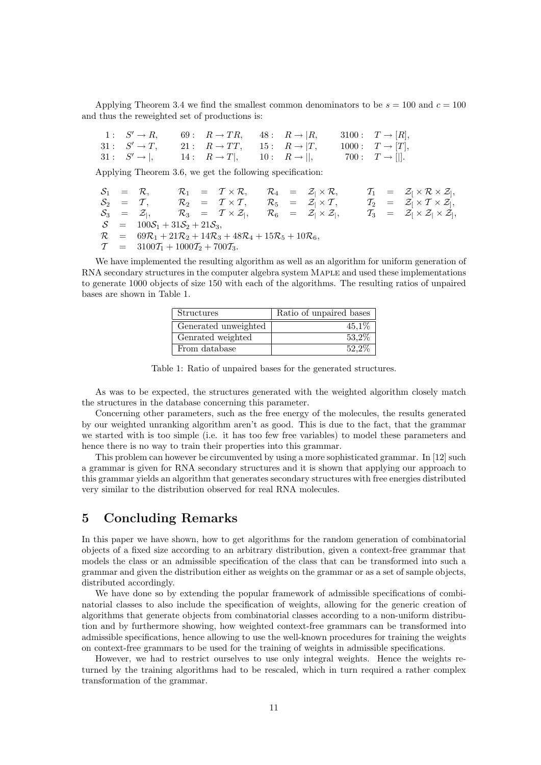Applying Theorem 3.4 we find the smallest common denominators to be $s = 100$ and $c = 100$ and thus the reweighted set of productions is:

$$
\begin{array}{llll}
1: \; S' \to R, & 69: \; R \to TR, & 48: \; R \to |R, & 3100: \; T \to [R], \\
31: \; S' \to T, & 21: \; R \to TT, & 15: \; R \to |T, & 1000: \; T \to [T], \\
31: \; S' \to |, & 14: \; R \to T|, & 10: \; R \to ||, & 700: \; T \to [|].
\end{array}
$$

Applying Theorem 3.6, we get the following specification:

$$
\begin{array}{lllllllllll}
\mathcal{S}_1 & = & \mathcal{R}, & \mathcal{R}_1 & = & \mathcal{T} \times \mathcal{R}, & \mathcal{R}_4 & = & \mathcal{Z}_| \times \mathcal{R}, & \mathcal{T}_1 & = \; \mathcal{Z}_[ \times \mathcal{R} \times \mathcal{Z}_], \\
\mathcal{S}_2 & = & \mathcal{T}, & \mathcal{R}_2 & = & \mathcal{T} \times \mathcal{T}, & \mathcal{R}_5 & = & \mathcal{Z}_| \times \mathcal{T}, & \mathcal{T}_2 & = \; \mathcal{Z}_[ \times \mathcal{T} \times \mathcal{Z}_], \\
\mathcal{S}_3 & = & \mathcal{Z}_|, & \mathcal{R}_3 & = & \mathcal{T} \times \mathcal{Z}_|, & \mathcal{R}_6 & = & \mathcal{Z}_| \times \mathcal{Z}_|, & \mathcal{T}_3 & = \; \mathcal{Z}_[ \times \mathcal{Z}_| \times \mathcal{Z}_],
\end{array}
$$

$$
\begin{aligned}
\mathcal{S} &= 100\mathcal{S}_1 + 31\mathcal{S}_2 + 21\mathcal{S}_3, \\
\mathcal{R} &= 69\mathcal{R}_1 + 21\mathcal{R}_2 + 14\mathcal{R}_3 + 48\mathcal{R}_4 + 15\mathcal{R}_5 + 10\mathcal{R}_6, \\
\mathcal{T} &= 3100\mathcal{T}_1 + 1000\mathcal{T}_2 + 700\mathcal{T}_3.
\end{aligned}
$$

We have implemented the resulting algorithm as well as an algorithm for uniform generation of RNA secondary structures in the computer algebra system MAPLE and used these implementations to generate 1000 objects of size 150 with each of the algorithms. The resulting ratios of unpaired bases are shown in Table 1.

| Structures | Ratio of unpaired bases |
|---|---|
| Generated unweighted | 45,1% |
| Genrated weighted | 53,2% |
| From database | 52,2% |

Table 1: Ratio of unpaired bases for the generated structures.

As was to be expected, the structures generated with the weighted algorithm closely match the structures in the database concerning this parameter.

Concerning other parameters, such as the free energy of the molecules, the results generated by our weighted unranking algorithm aren't as good. This is due to the fact, that the grammar we started with is too simple (i.e. it has too few free variables) to model these parameters and hence there is no way to train their properties into this grammar.

This problem can however be circumvented by using a more sophisticated grammar. In [12] such a grammar is given for RNA secondary structures and it is shown that applying our approach to this grammar yields an algorithm that generates secondary structures with free energies distributed very similar to the distribution observed for real RNA molecules.

## 5 Concluding Remarks

In this paper we have shown, how to get algorithms for the random generation of combinatorial objects of a fixed size according to an arbitrary distribution, given a context-free grammar that models the class or an admissible specification of the class that can be transformed into such a grammar and given the distribution either as weights on the grammar or as a set of sample objects, distributed accordingly.

We have done so by extending the popular framework of admissible specifications of combinatorial classes to also include the specification of weights, allowing for the generic creation of algorithms that generate objects from combinatorial classes according to a non-uniform distribution and by furthermore showing, how weighted context-free grammars can be transformed into admissible specifications, hence allowing to use the well-known procedures for training the weights on context-free grammars to be used for the training of weights in admissible specifications.

However, we had to restrict ourselves to use only integral weights. Hence the weights returned by the training algorithms had to be rescaled, which in turn required a rather complex transformation of the grammar.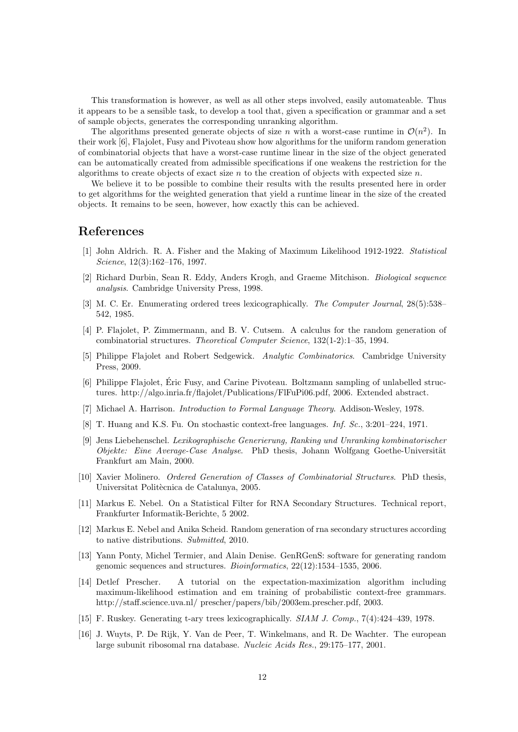This transformation is however, as well as all other steps involved, easily automateable. Thus it appears to be a sensible task, to develop a tool that, given a specification or grammar and a set of sample objects, generates the corresponding unranking algorithm.

The algorithms presented generate objects of size $n$ with a worst-case runtime in $\mathcal{O}(n^2)$. In their work [6], Flajolet, Fusy and Pivoteau show how algorithms for the uniform random generation of combinatorial objects that have a worst-case runtime linear in the size of the object generated can be automatically created from admissible specifications if one weakens the restriction for the algorithms to create objects of exact size $n$ to the creation of objects with expected size $n$.

We believe it to be possible to combine their results with the results presented here in order to get algorithms for the weighted generation that yield a runtime linear in the size of the created objects. It remains to be seen, however, how exactly this can be achieved.

## References

[1] John Aldrich. R. A. Fisher and the Making of Maximum Likelihood 1912-1922. *Statistical Science*, 12(3):162–176, 1997.

[2] Richard Durbin, Sean R. Eddy, Anders Krogh, and Graeme Mitchison. *Biological sequence analysis*. Cambridge University Press, 1998.

[3] M. C. Er. Enumerating ordered trees lexicographically. *The Computer Journal*, 28(5):538–542, 1985.

[4] P. Flajolet, P. Zimmermann, and B. V. Cutsem. A calculus for the random generation of combinatorial structures. *Theoretical Computer Science*, 132(1-2):1–35, 1994.

[5] Philippe Flajolet and Robert Sedgewick. *Analytic Combinatorics*. Cambridge University Press, 2009.

[6] Philippe Flajolet, Éric Fusy, and Carine Pivoteau. Boltzmann sampling of unlabelled structures. http://algo.inria.fr/flajolet/Publications/FlFuPi06.pdf, 2006. Extended abstract.

[7] Michael A. Harrison. *Introduction to Formal Language Theory*. Addison-Wesley, 1978.

[8] T. Huang and K.S. Fu. On stochastic context-free languages. *Inf. Sc.*, 3:201–224, 1971.

[9] Jens Liebehenschel. *Lexikographische Generierung, Ranking und Unranking kombinatorischer Objekte: Eine Average-Case Analyse*. PhD thesis, Johann Wolfgang Goethe-Universität Frankfurt am Main, 2000.

[10] Xavier Molinero. *Ordered Generation of Classes of Combinatorial Structures*. PhD thesis, Universitat Politècnica de Catalunya, 2005.

[11] Markus E. Nebel. On a Statistical Filter for RNA Secondary Structures. Technical report, Frankfurter Informatik-Berichte, 5 2002.

[12] Markus E. Nebel and Anika Scheid. Random generation of rna secondary structures according to native distributions. *Submitted*, 2010.

[13] Yann Ponty, Michel Termier, and Alain Denise. GenRGenS: software for generating random genomic sequences and structures. *Bioinformatics*, 22(12):1534–1535, 2006.

[14] Detlef Prescher. A tutorial on the expectation-maximization algorithm including maximum-likelihood estimation and em training of probabilistic context-free grammars. http://staff.science.uva.nl/ prescher/papers/bib/2003em.prescher.pdf, 2003.

[15] F. Ruskey. Generating t-ary trees lexicographically. *SIAM J. Comp.*, 7(4):424–439, 1978.

[16] J. Wuyts, P. De Rijk, Y. Van de Peer, T. Winkelmans, and R. De Wachter. The european large subunit ribosomal rna database. *Nucleic Acids Res.*, 29:175–177, 2001.